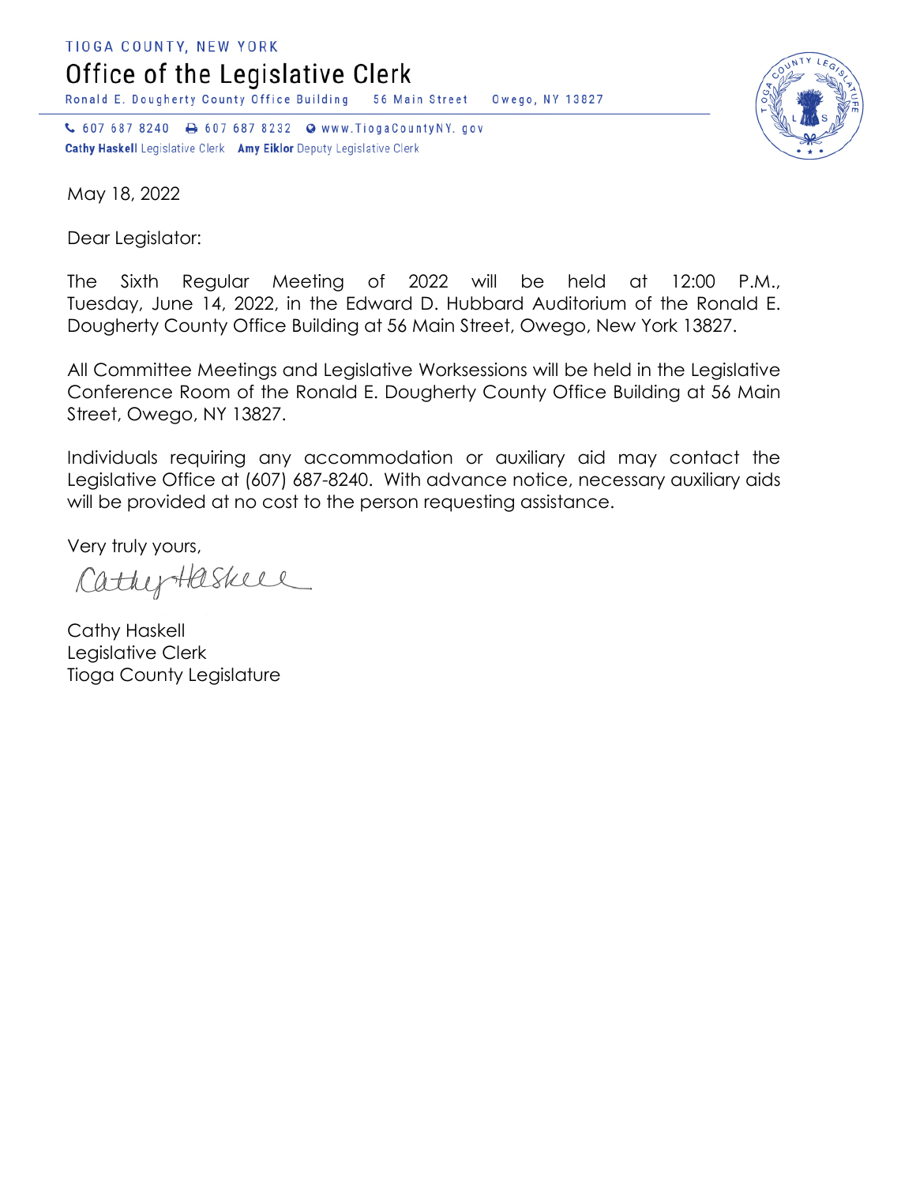TIOGA COUNTY, NEW YORK

# Office of the Legislative Clerk

Ronald E. Dougherty County Office Building 56 Main Street Owego, NY 13827

607 687 8240 607 687 8232 www.TiogaCountyNY.gov

**Cathy Haskell** Legislative Clerk **Amy Eiklor** Deputy Legislative Clerk

May 18, 2022

Dear Legislator:

The Sixth Regular Meeting of 2022 will be held at 12:00 P.M., Tuesday, June 14, 2022, in the Edward D. Hubbard Auditorium of the Ronald E. Dougherty County Office Building at 56 Main Street, Owego, New York 13827.

All Committee Meetings and Legislative Worksessions will be held in the Legislative Conference Room of the Ronald E. Dougherty County Office Building at 56 Main Street, Owego, NY 13827.

Individuals requiring any accommodation or auxiliary aid may contact the Legislative Office at (607) 687-8240. With advance notice, necessary auxiliary aids will be provided at no cost to the person requesting assistance.

Very truly yours,

Cathy Haskell

Cathy Haskell
Legislative Clerk
Tioga County Legislature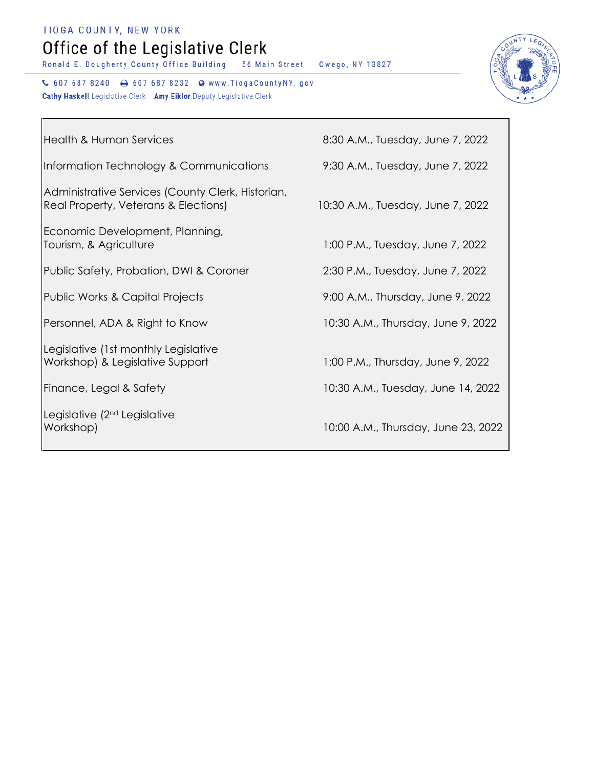TIOGA COUNTY, NEW YORK

# Office of the Legislative Clerk

Ronald E. Dougherty County Office Building 56 Main Street Owego, NY 13827

607 687 8240 607 687 8232 www.TiogaCountyNY.gov

**Cathy Haskell** Legislative Clerk **Amy Eiklor** Deputy Legislative Clerk

| | |
|---|---|
| Health & Human Services | 8:30 A.M., Tuesday, June 7, 2022 |
| Information Technology & Communications | 9:30 A.M., Tuesday, June 7, 2022 |
| Administrative Services (County Clerk, Historian, Real Property, Veterans & Elections) | 10:30 A.M., Tuesday, June 7, 2022 |
| Economic Development, Planning, Tourism, & Agriculture | 1:00 P.M., Tuesday, June 7, 2022 |
| Public Safety, Probation, DWI & Coroner | 2:30 P.M., Tuesday, June 7, 2022 |
| Public Works & Capital Projects | 9:00 A.M., Thursday, June 9, 2022 |
| Personnel, ADA & Right to Know | 10:30 A.M., Thursday, June 9, 2022 |
| Legislative (1st monthly Legislative Workshop) & Legislative Support | 1:00 P.M., Thursday, June 9, 2022 |
| Finance, Legal & Safety | 10:30 A.M., Tuesday, June 14, 2022 |
| Legislative (2nd Legislative Workshop) | 10:00 A.M., Thursday, June 23, 2022 |